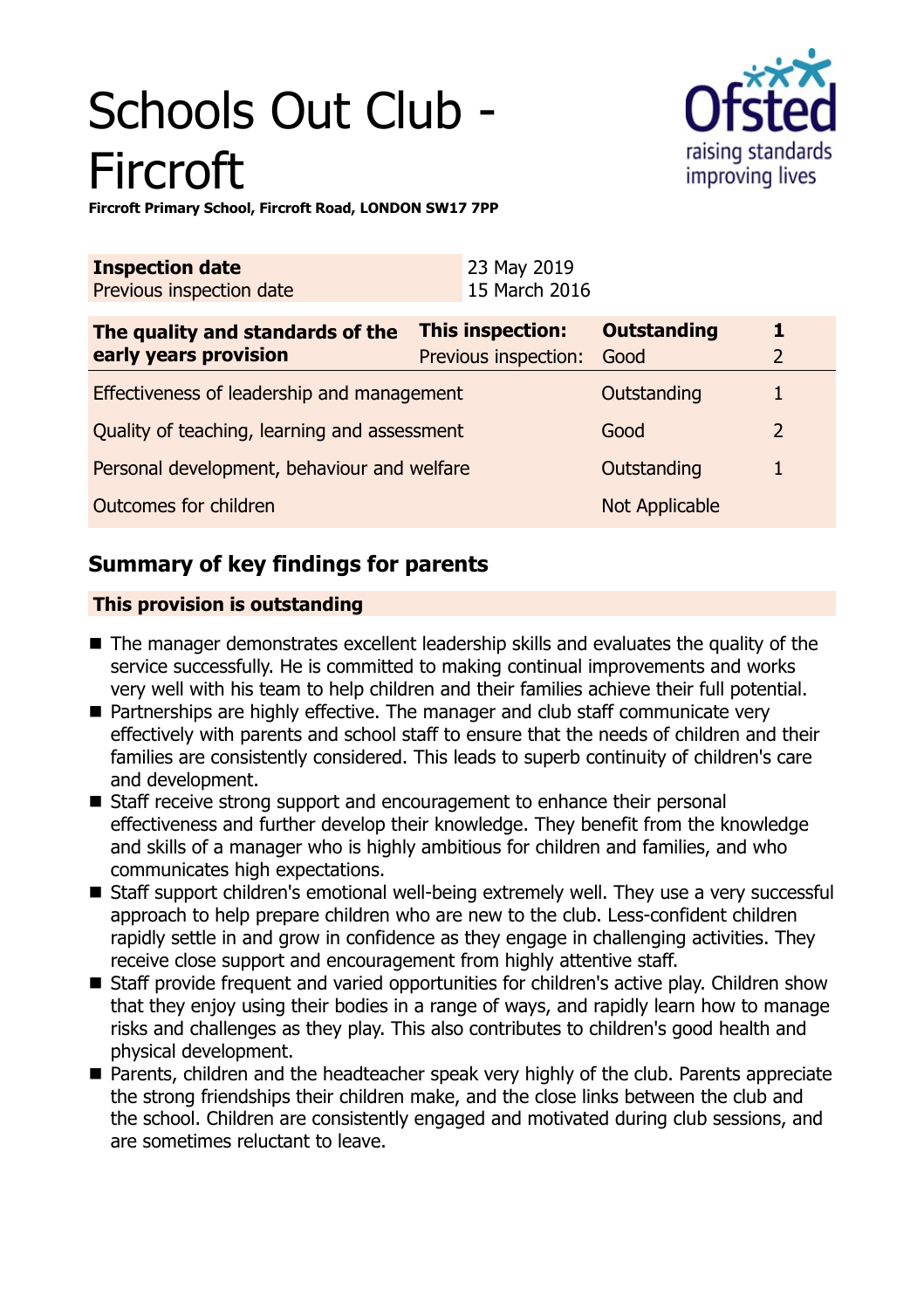# Schools Out Club - Fircroft

**Fircroft Primary School, Fircroft Road, LONDON SW17 7PP**

| **Inspection date** | 23 May 2019 |
|---|---|
| Previous inspection date | 15 March 2016 |

| **The quality and standards of the early years provision** | **This inspection:** | **Outstanding** | **1** |
|---|---|---|---|
| | Previous inspection: | Good | 2 |
| Effectiveness of leadership and management | | Outstanding | 1 |
| Quality of teaching, learning and assessment | | Good | 2 |
| Personal development, behaviour and welfare | | Outstanding | 1 |
| Outcomes for children | | Not Applicable | |

## Summary of key findings for parents

**This provision is outstanding**

- The manager demonstrates excellent leadership skills and evaluates the quality of the service successfully. He is committed to making continual improvements and works very well with his team to help children and their families achieve their full potential.
- Partnerships are highly effective. The manager and club staff communicate very effectively with parents and school staff to ensure that the needs of children and their families are consistently considered. This leads to superb continuity of children's care and development.
- Staff receive strong support and encouragement to enhance their personal effectiveness and further develop their knowledge. They benefit from the knowledge and skills of a manager who is highly ambitious for children and families, and who communicates high expectations.
- Staff support children's emotional well-being extremely well. They use a very successful approach to help prepare children who are new to the club. Less-confident children rapidly settle in and grow in confidence as they engage in challenging activities. They receive close support and encouragement from highly attentive staff.
- Staff provide frequent and varied opportunities for children's active play. Children show that they enjoy using their bodies in a range of ways, and rapidly learn how to manage risks and challenges as they play. This also contributes to children's good health and physical development.
- Parents, children and the headteacher speak very highly of the club. Parents appreciate the strong friendships their children make, and the close links between the club and the school. Children are consistently engaged and motivated during club sessions, and are sometimes reluctant to leave.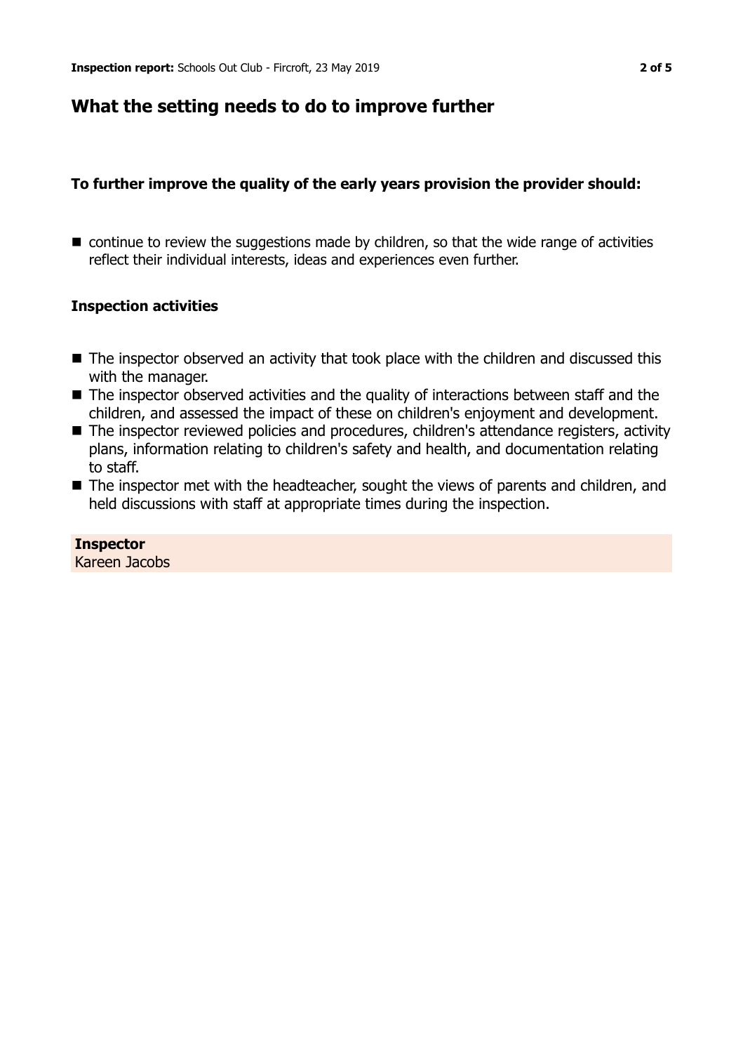## What the setting needs to do to improve further

**To further improve the quality of the early years provision the provider should:**

- continue to review the suggestions made by children, so that the wide range of activities reflect their individual interests, ideas and experiences even further.

### Inspection activities

- The inspector observed an activity that took place with the children and discussed this with the manager.
- The inspector observed activities and the quality of interactions between staff and the children, and assessed the impact of these on children's enjoyment and development.
- The inspector reviewed policies and procedures, children's attendance registers, activity plans, information relating to children's safety and health, and documentation relating to staff.
- The inspector met with the headteacher, sought the views of parents and children, and held discussions with staff at appropriate times during the inspection.

**Inspector**
Kareen Jacobs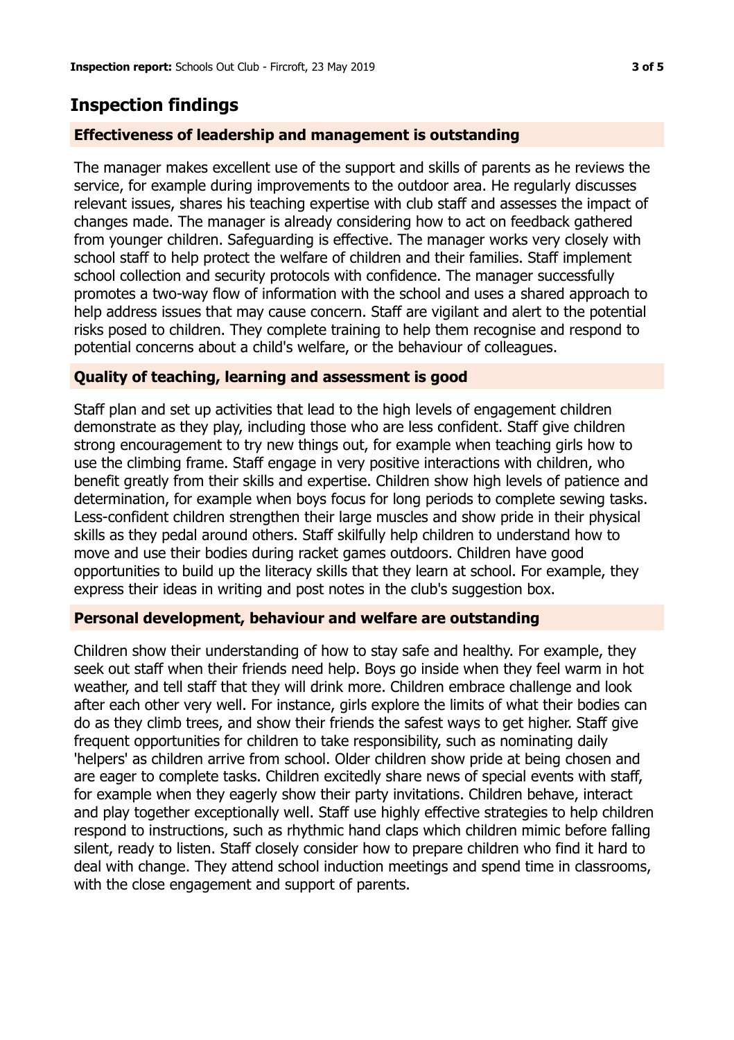## Inspection findings

### Effectiveness of leadership and management is outstanding

The manager makes excellent use of the support and skills of parents as he reviews the service, for example during improvements to the outdoor area. He regularly discusses relevant issues, shares his teaching expertise with club staff and assesses the impact of changes made. The manager is already considering how to act on feedback gathered from younger children. Safeguarding is effective. The manager works very closely with school staff to help protect the welfare of children and their families. Staff implement school collection and security protocols with confidence. The manager successfully promotes a two-way flow of information with the school and uses a shared approach to help address issues that may cause concern. Staff are vigilant and alert to the potential risks posed to children. They complete training to help them recognise and respond to potential concerns about a child's welfare, or the behaviour of colleagues.

### Quality of teaching, learning and assessment is good

Staff plan and set up activities that lead to the high levels of engagement children demonstrate as they play, including those who are less confident. Staff give children strong encouragement to try new things out, for example when teaching girls how to use the climbing frame. Staff engage in very positive interactions with children, who benefit greatly from their skills and expertise. Children show high levels of patience and determination, for example when boys focus for long periods to complete sewing tasks. Less-confident children strengthen their large muscles and show pride in their physical skills as they pedal around others. Staff skilfully help children to understand how to move and use their bodies during racket games outdoors. Children have good opportunities to build up the literacy skills that they learn at school. For example, they express their ideas in writing and post notes in the club's suggestion box.

### Personal development, behaviour and welfare are outstanding

Children show their understanding of how to stay safe and healthy. For example, they seek out staff when their friends need help. Boys go inside when they feel warm in hot weather, and tell staff that they will drink more. Children embrace challenge and look after each other very well. For instance, girls explore the limits of what their bodies can do as they climb trees, and show their friends the safest ways to get higher. Staff give frequent opportunities for children to take responsibility, such as nominating daily 'helpers' as children arrive from school. Older children show pride at being chosen and are eager to complete tasks. Children excitedly share news of special events with staff, for example when they eagerly show their party invitations. Children behave, interact and play together exceptionally well. Staff use highly effective strategies to help children respond to instructions, such as rhythmic hand claps which children mimic before falling silent, ready to listen. Staff closely consider how to prepare children who find it hard to deal with change. They attend school induction meetings and spend time in classrooms, with the close engagement and support of parents.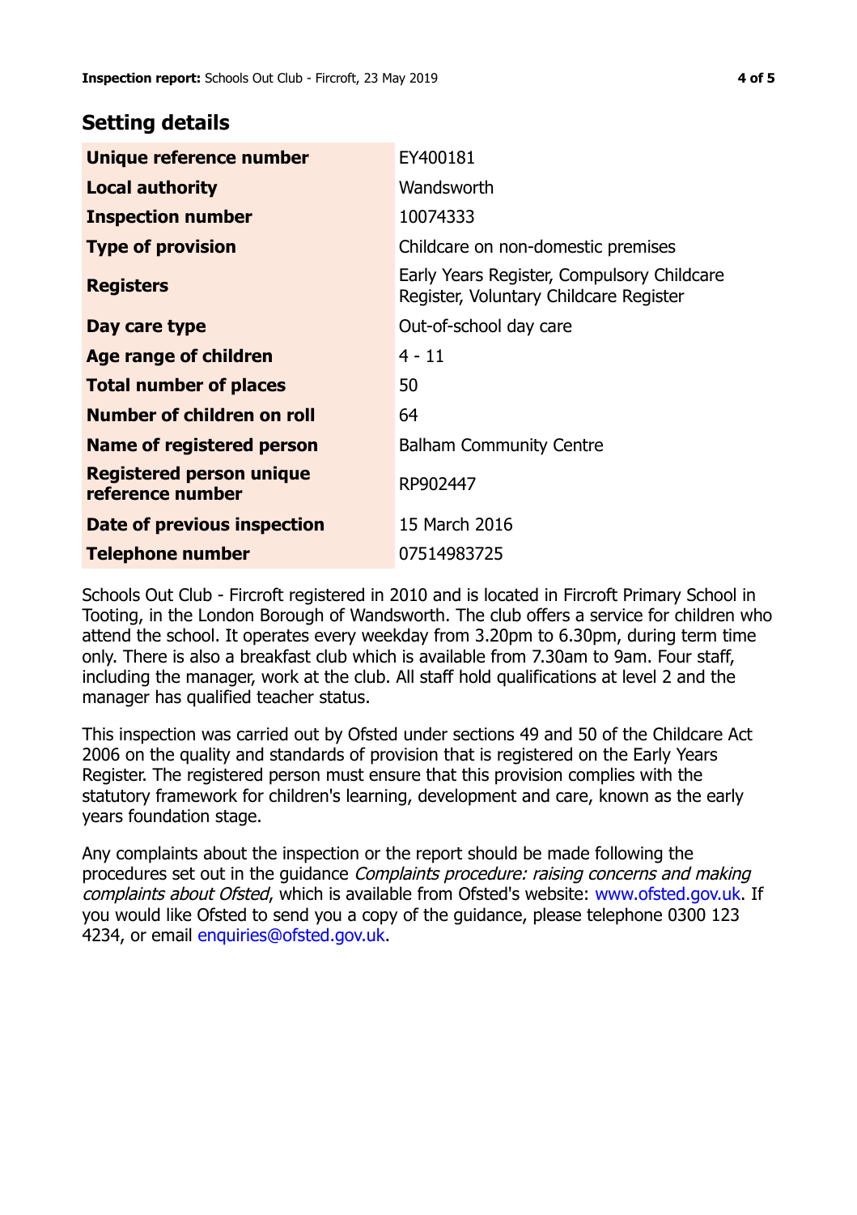## Setting details

| | |
|---|---|
| **Unique reference number** | EY400181 |
| **Local authority** | Wandsworth |
| **Inspection number** | 10074333 |
| **Type of provision** | Childcare on non-domestic premises |
| **Registers** | Early Years Register, Compulsory Childcare Register, Voluntary Childcare Register |
| **Day care type** | Out-of-school day care |
| **Age range of children** | 4 - 11 |
| **Total number of places** | 50 |
| **Number of children on roll** | 64 |
| **Name of registered person** | Balham Community Centre |
| **Registered person unique reference number** | RP902447 |
| **Date of previous inspection** | 15 March 2016 |
| **Telephone number** | 07514983725 |

Schools Out Club - Fircroft registered in 2010 and is located in Fircroft Primary School in Tooting, in the London Borough of Wandsworth. The club offers a service for children who attend the school. It operates every weekday from 3.20pm to 6.30pm, during term time only. There is also a breakfast club which is available from 7.30am to 9am. Four staff, including the manager, work at the club. All staff hold qualifications at level 2 and the manager has qualified teacher status.

This inspection was carried out by Ofsted under sections 49 and 50 of the Childcare Act 2006 on the quality and standards of provision that is registered on the Early Years Register. The registered person must ensure that this provision complies with the statutory framework for children's learning, development and care, known as the early years foundation stage.

Any complaints about the inspection or the report should be made following the procedures set out in the guidance *Complaints procedure: raising concerns and making complaints about Ofsted*, which is available from Ofsted's website: www.ofsted.gov.uk. If you would like Ofsted to send you a copy of the guidance, please telephone 0300 123 4234, or email enquiries@ofsted.gov.uk.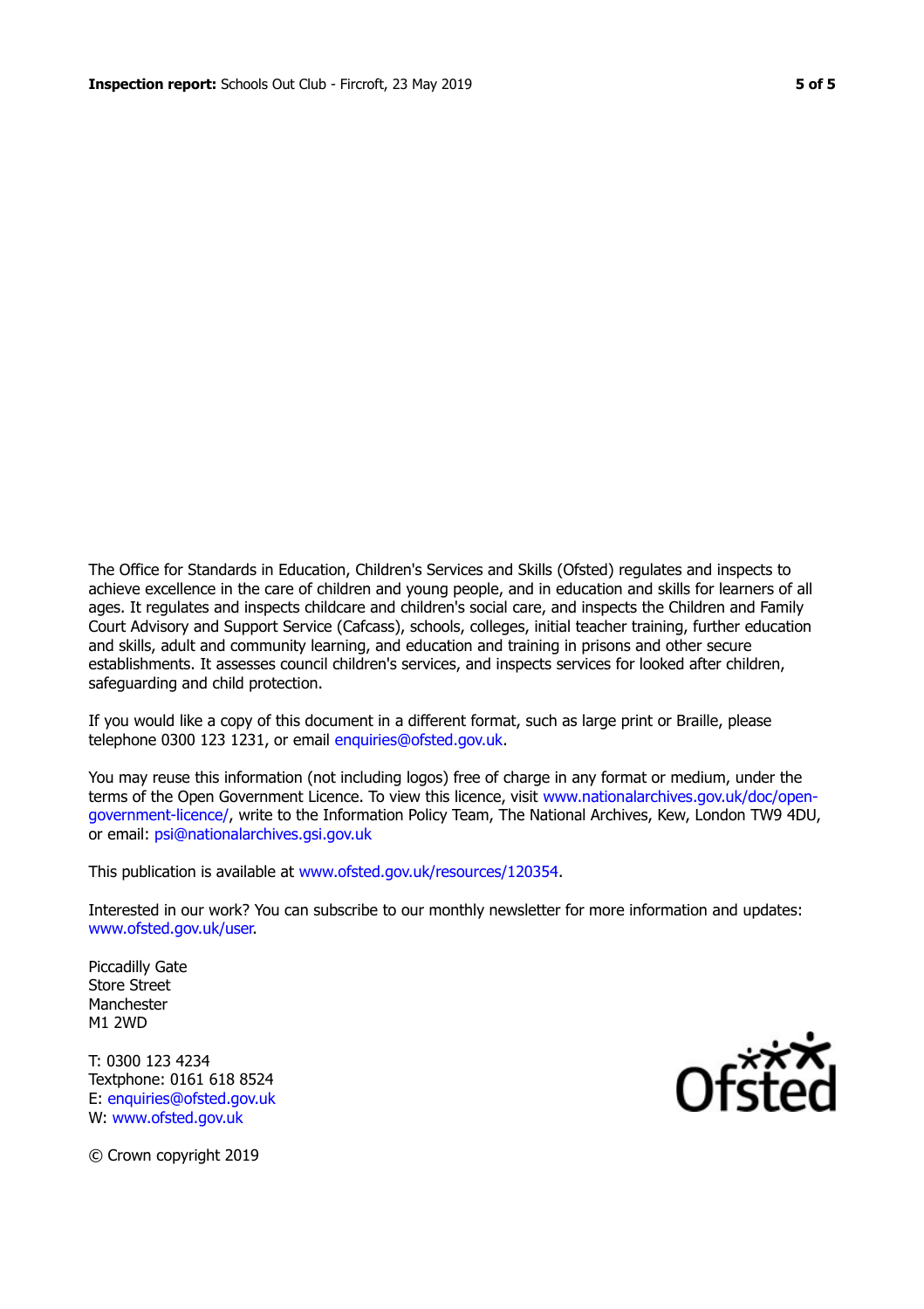The Office for Standards in Education, Children's Services and Skills (Ofsted) regulates and inspects to achieve excellence in the care of children and young people, and in education and skills for learners of all ages. It regulates and inspects childcare and children's social care, and inspects the Children and Family Court Advisory and Support Service (Cafcass), schools, colleges, initial teacher training, further education and skills, adult and community learning, and education and training in prisons and other secure establishments. It assesses council children's services, and inspects services for looked after children, safeguarding and child protection.

If you would like a copy of this document in a different format, such as large print or Braille, please telephone 0300 123 1231, or email enquiries@ofsted.gov.uk.

You may reuse this information (not including logos) free of charge in any format or medium, under the terms of the Open Government Licence. To view this licence, visit www.nationalarchives.gov.uk/doc/open-government-licence/, write to the Information Policy Team, The National Archives, Kew, London TW9 4DU, or email: psi@nationalarchives.gsi.gov.uk

This publication is available at www.ofsted.gov.uk/resources/120354.

Interested in our work? You can subscribe to our monthly newsletter for more information and updates: www.ofsted.gov.uk/user.

Piccadilly Gate
Store Street
Manchester
M1 2WD

T: 0300 123 4234
Textphone: 0161 618 8524
E: enquiries@ofsted.gov.uk
W: www.ofsted.gov.uk

© Crown copyright 2019